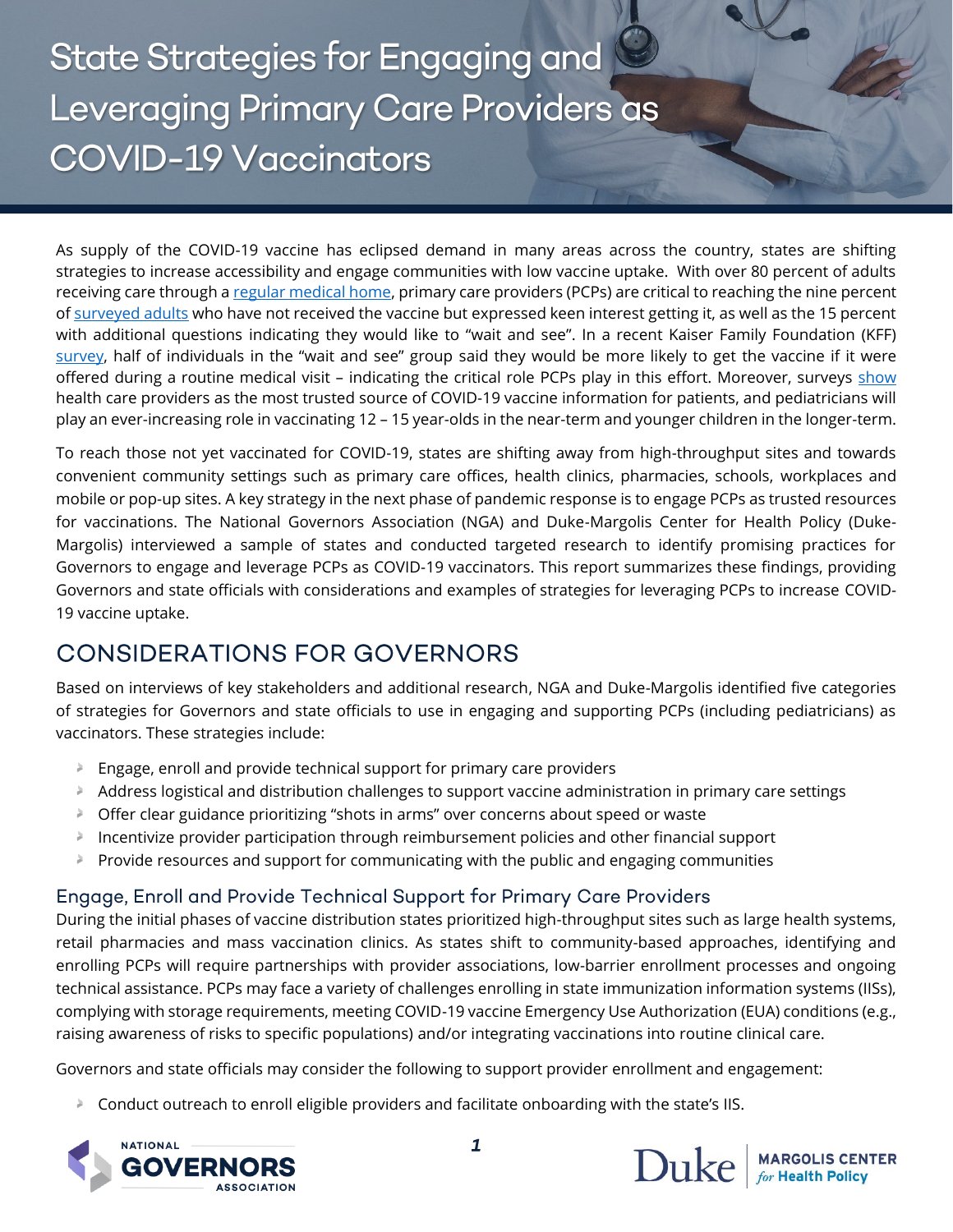# State Strategies for Engaging and Leveraging Primary Care Providers as COVID-19 Vaccinators

As supply of the COVID-19 vaccine has eclipsed demand in many areas across the country, states are shifting strategies to increase accessibility and engage communities with low vaccine uptake. With over 80 percent of adults receiving care through a regular medical home, primary care providers (PCPs) are critical to reaching the nine percent of surveyed adults who have not received the vaccine but expressed keen interest getting it, as well as the 15 percent with additional questions indicating they would like to "wait and see". In a recent Kaiser Family Foundation (KFF) survey, half of individuals in the "wait and see" group said they would be more likely to get the vaccine if it were offered during a routine medical visit – indicating the critical role PCPs play in this effort. Moreover, surveys show health care providers as the most trusted source of COVID-19 vaccine information for patients, and pediatricians will play an ever-increasing role in vaccinating 12 – 15 year-olds in the near-term and younger children in the longer-term.

To reach those not yet vaccinated for COVID-19, states are shifting away from high-throughput sites and towards convenient community settings such as primary care offices, health clinics, pharmacies, schools, workplaces and mobile or pop-up sites. A key strategy in the next phase of pandemic response is to engage PCPs as trusted resources for vaccinations. The National Governors Association (NGA) and Duke-Margolis Center for Health Policy (Duke-Margolis) interviewed a sample of states and conducted targeted research to identify promising practices for Governors to engage and leverage PCPs as COVID-19 vaccinators. This report summarizes these findings, providing Governors and state officials with considerations and examples of strategies for leveraging PCPs to increase COVID-19 vaccine uptake.

## CONSIDERATIONS FOR GOVERNORS

Based on interviews of key stakeholders and additional research, NGA and Duke-Margolis identified five categories of strategies for Governors and state officials to use in engaging and supporting PCPs (including pediatricians) as vaccinators. These strategies include:

- Engage, enroll and provide technical support for primary care providers
- Address logistical and distribution challenges to support vaccine administration in primary care settings
- Offer clear guidance prioritizing "shots in arms" over concerns about speed or waste
- Incentivize provider participation through reimbursement policies and other financial support
- Provide resources and support for communicating with the public and engaging communities

### Engage, Enroll and Provide Technical Support for Primary Care Providers

During the initial phases of vaccine distribution states prioritized high-throughput sites such as large health systems, retail pharmacies and mass vaccination clinics. As states shift to community-based approaches, identifying and enrolling PCPs will require partnerships with provider associations, low-barrier enrollment processes and ongoing technical assistance. PCPs may face a variety of challenges enrolling in state immunization information systems (IISs), complying with storage requirements, meeting COVID-19 vaccine Emergency Use Authorization (EUA) conditions (e.g., raising awareness of risks to specific populations) and/or integrating vaccinations into routine clinical care.

Governors and state officials may consider the following to support provider enrollment and engagement:

- Conduct outreach to enroll eligible providers and facilitate onboarding with the state's IIS.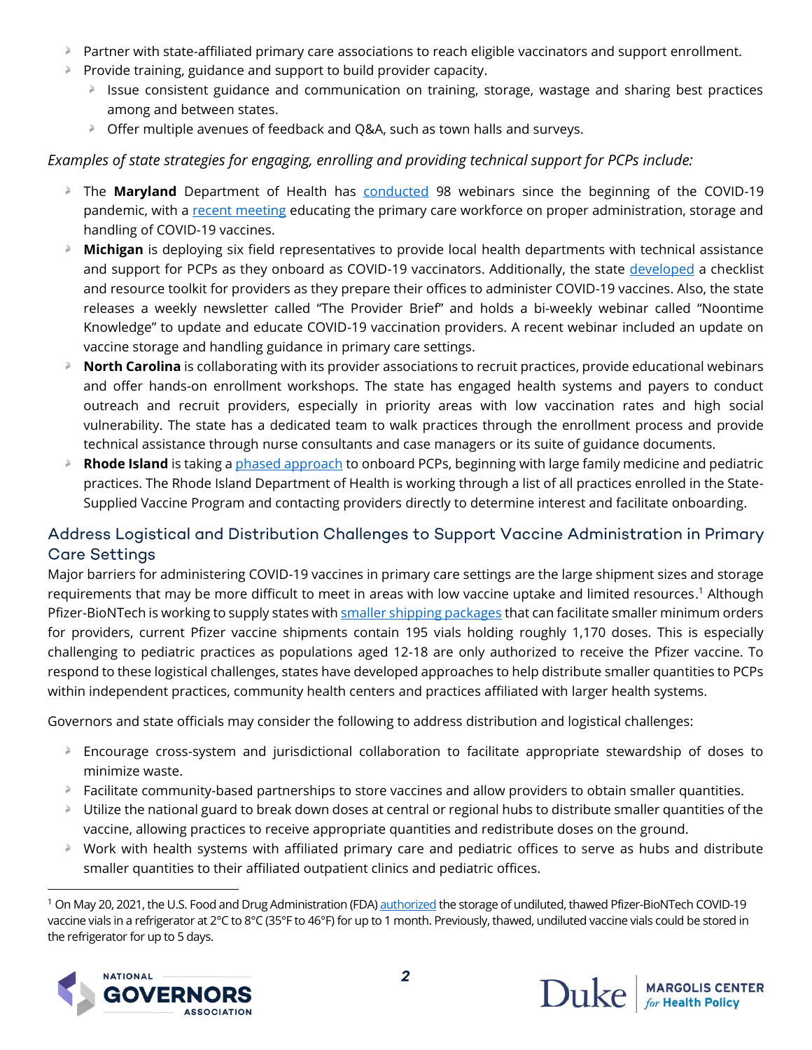- Partner with state-affiliated primary care associations to reach eligible vaccinators and support enrollment.
- Provide training, guidance and support to build provider capacity.
  - Issue consistent guidance and communication on training, storage, wastage and sharing best practices among and between states.
  - Offer multiple avenues of feedback and Q&A, such as town halls and surveys.

*Examples of state strategies for engaging, enrolling and providing technical support for PCPs include:*

- The **Maryland** Department of Health has conducted 98 webinars since the beginning of the COVID-19 pandemic, with a recent meeting educating the primary care workforce on proper administration, storage and handling of COVID-19 vaccines.
- **Michigan** is deploying six field representatives to provide local health departments with technical assistance and support for PCPs as they onboard as COVID-19 vaccinators. Additionally, the state developed a checklist and resource toolkit for providers as they prepare their offices to administer COVID-19 vaccines. Also, the state releases a weekly newsletter called "The Provider Brief" and holds a bi-weekly webinar called "Noontime Knowledge" to update and educate COVID-19 vaccination providers. A recent webinar included an update on vaccine storage and handling guidance in primary care settings.
- **North Carolina** is collaborating with its provider associations to recruit practices, provide educational webinars and offer hands-on enrollment workshops. The state has engaged health systems and payers to conduct outreach and recruit providers, especially in priority areas with low vaccination rates and high social vulnerability. The state has a dedicated team to walk practices through the enrollment process and provide technical assistance through nurse consultants and case managers or its suite of guidance documents.
- **Rhode Island** is taking a phased approach to onboard PCPs, beginning with large family medicine and pediatric practices. The Rhode Island Department of Health is working through a list of all practices enrolled in the State-Supplied Vaccine Program and contacting providers directly to determine interest and facilitate onboarding.

## Address Logistical and Distribution Challenges to Support Vaccine Administration in Primary Care Settings

Major barriers for administering COVID-19 vaccines in primary care settings are the large shipment sizes and storage requirements that may be more difficult to meet in areas with low vaccine uptake and limited resources.[1] Although Pfizer-BioNTech is working to supply states with smaller shipping packages that can facilitate smaller minimum orders for providers, current Pfizer vaccine shipments contain 195 vials holding roughly 1,170 doses. This is especially challenging to pediatric practices as populations aged 12-18 are only authorized to receive the Pfizer vaccine. To respond to these logistical challenges, states have developed approaches to help distribute smaller quantities to PCPs within independent practices, community health centers and practices affiliated with larger health systems.

Governors and state officials may consider the following to address distribution and logistical challenges:

- Encourage cross-system and jurisdictional collaboration to facilitate appropriate stewardship of doses to minimize waste.
- Facilitate community-based partnerships to store vaccines and allow providers to obtain smaller quantities.
- Utilize the national guard to break down doses at central or regional hubs to distribute smaller quantities of the vaccine, allowing practices to receive appropriate quantities and redistribute doses on the ground.
- Work with health systems with affiliated primary care and pediatric offices to serve as hubs and distribute smaller quantities to their affiliated outpatient clinics and pediatric offices.

[1] On May 20, 2021, the U.S. Food and Drug Administration (FDA) authorized the storage of undiluted, thawed Pfizer-BioNTech COVID-19 vaccine vials in a refrigerator at 2°C to 8°C (35°F to 46°F) for up to 1 month. Previously, thawed, undiluted vaccine vials could be stored in the refrigerator for up to 5 days.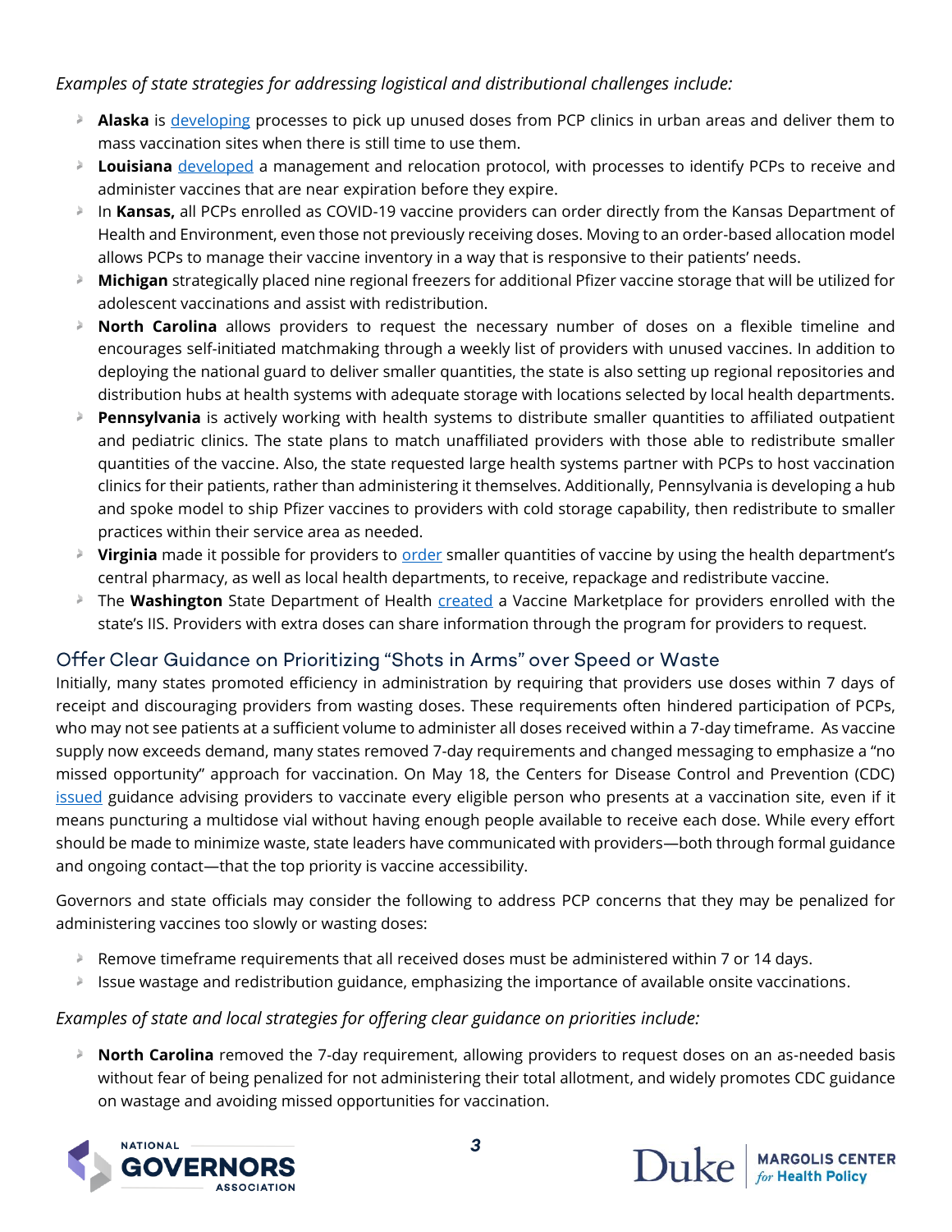*Examples of state strategies for addressing logistical and distributional challenges include:*

- **Alaska** is developing processes to pick up unused doses from PCP clinics in urban areas and deliver them to mass vaccination sites when there is still time to use them.
- **Louisiana** developed a management and relocation protocol, with processes to identify PCPs to receive and administer vaccines that are near expiration before they expire.
- In **Kansas,** all PCPs enrolled as COVID-19 vaccine providers can order directly from the Kansas Department of Health and Environment, even those not previously receiving doses. Moving to an order-based allocation model allows PCPs to manage their vaccine inventory in a way that is responsive to their patients' needs.
- **Michigan** strategically placed nine regional freezers for additional Pfizer vaccine storage that will be utilized for adolescent vaccinations and assist with redistribution.
- **North Carolina** allows providers to request the necessary number of doses on a flexible timeline and encourages self-initiated matchmaking through a weekly list of providers with unused vaccines. In addition to deploying the national guard to deliver smaller quantities, the state is also setting up regional repositories and distribution hubs at health systems with adequate storage with locations selected by local health departments.
- **Pennsylvania** is actively working with health systems to distribute smaller quantities to affiliated outpatient and pediatric clinics. The state plans to match unaffiliated providers with those able to redistribute smaller quantities of the vaccine. Also, the state requested large health systems partner with PCPs to host vaccination clinics for their patients, rather than administering it themselves. Additionally, Pennsylvania is developing a hub and spoke model to ship Pfizer vaccines to providers with cold storage capability, then redistribute to smaller practices within their service area as needed.
- **Virginia** made it possible for providers to order smaller quantities of vaccine by using the health department's central pharmacy, as well as local health departments, to receive, repackage and redistribute vaccine.
- The **Washington** State Department of Health created a Vaccine Marketplace for providers enrolled with the state's IIS. Providers with extra doses can share information through the program for providers to request.

## Offer Clear Guidance on Prioritizing "Shots in Arms" over Speed or Waste

Initially, many states promoted efficiency in administration by requiring that providers use doses within 7 days of receipt and discouraging providers from wasting doses. These requirements often hindered participation of PCPs, who may not see patients at a sufficient volume to administer all doses received within a 7-day timeframe. As vaccine supply now exceeds demand, many states removed 7-day requirements and changed messaging to emphasize a "no missed opportunity" approach for vaccination. On May 18, the Centers for Disease Control and Prevention (CDC) issued guidance advising providers to vaccinate every eligible person who presents at a vaccination site, even if it means puncturing a multidose vial without having enough people available to receive each dose. While every effort should be made to minimize waste, state leaders have communicated with providers—both through formal guidance and ongoing contact—that the top priority is vaccine accessibility.

Governors and state officials may consider the following to address PCP concerns that they may be penalized for administering vaccines too slowly or wasting doses:

- Remove timeframe requirements that all received doses must be administered within 7 or 14 days.
- Issue wastage and redistribution guidance, emphasizing the importance of available onsite vaccinations.

*Examples of state and local strategies for offering clear guidance on priorities include:*

- **North Carolina** removed the 7-day requirement, allowing providers to request doses on an as-needed basis without fear of being penalized for not administering their total allotment, and widely promotes CDC guidance on wastage and avoiding missed opportunities for vaccination.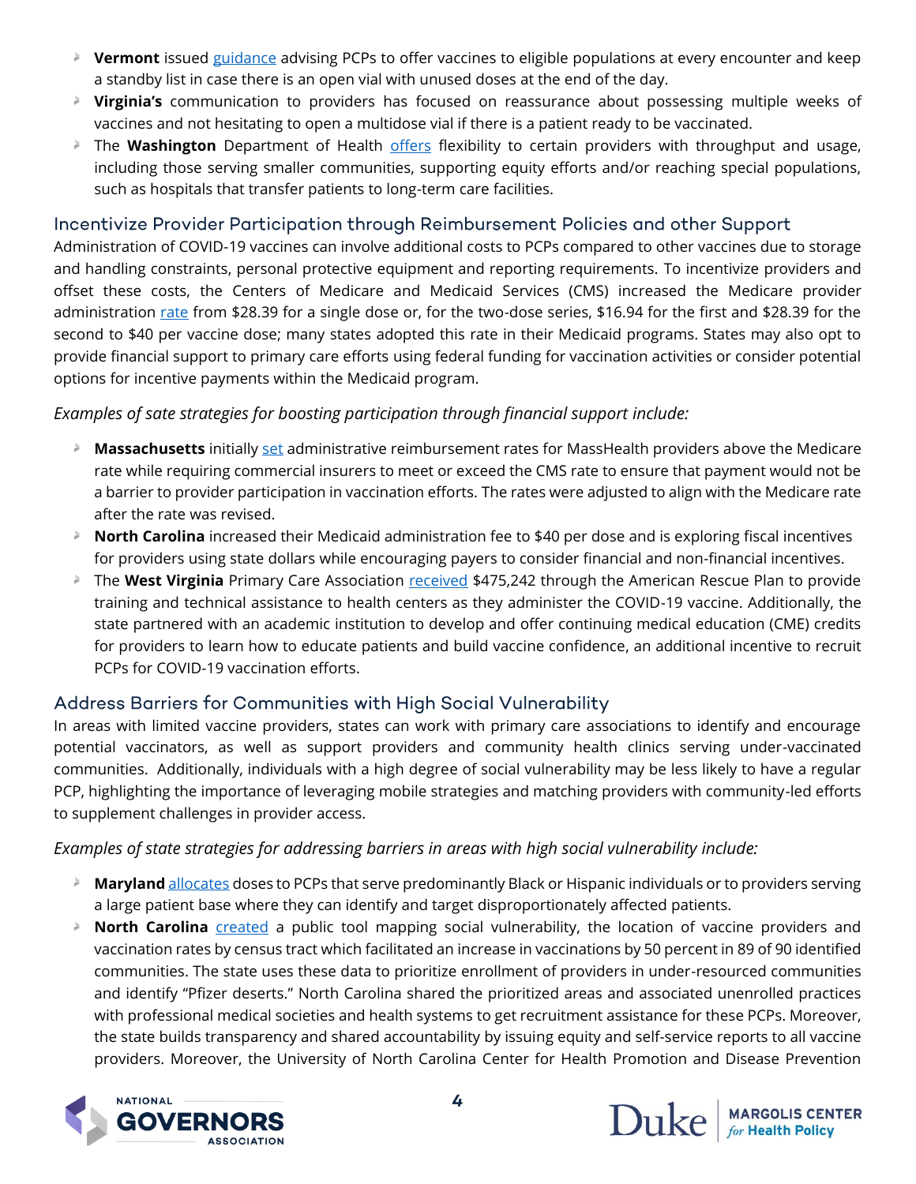- **Vermont** issued guidance advising PCPs to offer vaccines to eligible populations at every encounter and keep a standby list in case there is an open vial with unused doses at the end of the day.
- **Virginia's** communication to providers has focused on reassurance about possessing multiple weeks of vaccines and not hesitating to open a multidose vial if there is a patient ready to be vaccinated.
- The **Washington** Department of Health offers flexibility to certain providers with throughput and usage, including those serving smaller communities, supporting equity efforts and/or reaching special populations, such as hospitals that transfer patients to long-term care facilities.

## Incentivize Provider Participation through Reimbursement Policies and other Support

Administration of COVID-19 vaccines can involve additional costs to PCPs compared to other vaccines due to storage and handling constraints, personal protective equipment and reporting requirements. To incentivize providers and offset these costs, the Centers of Medicare and Medicaid Services (CMS) increased the Medicare provider administration rate from $28.39 for a single dose or, for the two-dose series, $16.94 for the first and $28.39 for the second to $40 per vaccine dose; many states adopted this rate in their Medicaid programs. States may also opt to provide financial support to primary care efforts using federal funding for vaccination activities or consider potential options for incentive payments within the Medicaid program.

*Examples of sate strategies for boosting participation through financial support include:*

- **Massachusetts** initially set administrative reimbursement rates for MassHealth providers above the Medicare rate while requiring commercial insurers to meet or exceed the CMS rate to ensure that payment would not be a barrier to provider participation in vaccination efforts. The rates were adjusted to align with the Medicare rate after the rate was revised.
- **North Carolina** increased their Medicaid administration fee to $40 per dose and is exploring fiscal incentives for providers using state dollars while encouraging payers to consider financial and non-financial incentives.
- The **West Virginia** Primary Care Association received $475,242 through the American Rescue Plan to provide training and technical assistance to health centers as they administer the COVID-19 vaccine. Additionally, the state partnered with an academic institution to develop and offer continuing medical education (CME) credits for providers to learn how to educate patients and build vaccine confidence, an additional incentive to recruit PCPs for COVID-19 vaccination efforts.

## Address Barriers for Communities with High Social Vulnerability

In areas with limited vaccine providers, states can work with primary care associations to identify and encourage potential vaccinators, as well as support providers and community health clinics serving under-vaccinated communities. Additionally, individuals with a high degree of social vulnerability may be less likely to have a regular PCP, highlighting the importance of leveraging mobile strategies and matching providers with community-led efforts to supplement challenges in provider access.

*Examples of state strategies for addressing barriers in areas with high social vulnerability include:*

- **Maryland** allocates doses to PCPs that serve predominantly Black or Hispanic individuals or to providers serving a large patient base where they can identify and target disproportionately affected patients.
- **North Carolina** created a public tool mapping social vulnerability, the location of vaccine providers and vaccination rates by census tract which facilitated an increase in vaccinations by 50 percent in 89 of 90 identified communities. The state uses these data to prioritize enrollment of providers in under-resourced communities and identify "Pfizer deserts." North Carolina shared the prioritized areas and associated unenrolled practices with professional medical societies and health systems to get recruitment assistance for these PCPs. Moreover, the state builds transparency and shared accountability by issuing equity and self-service reports to all vaccine providers. Moreover, the University of North Carolina Center for Health Promotion and Disease Prevention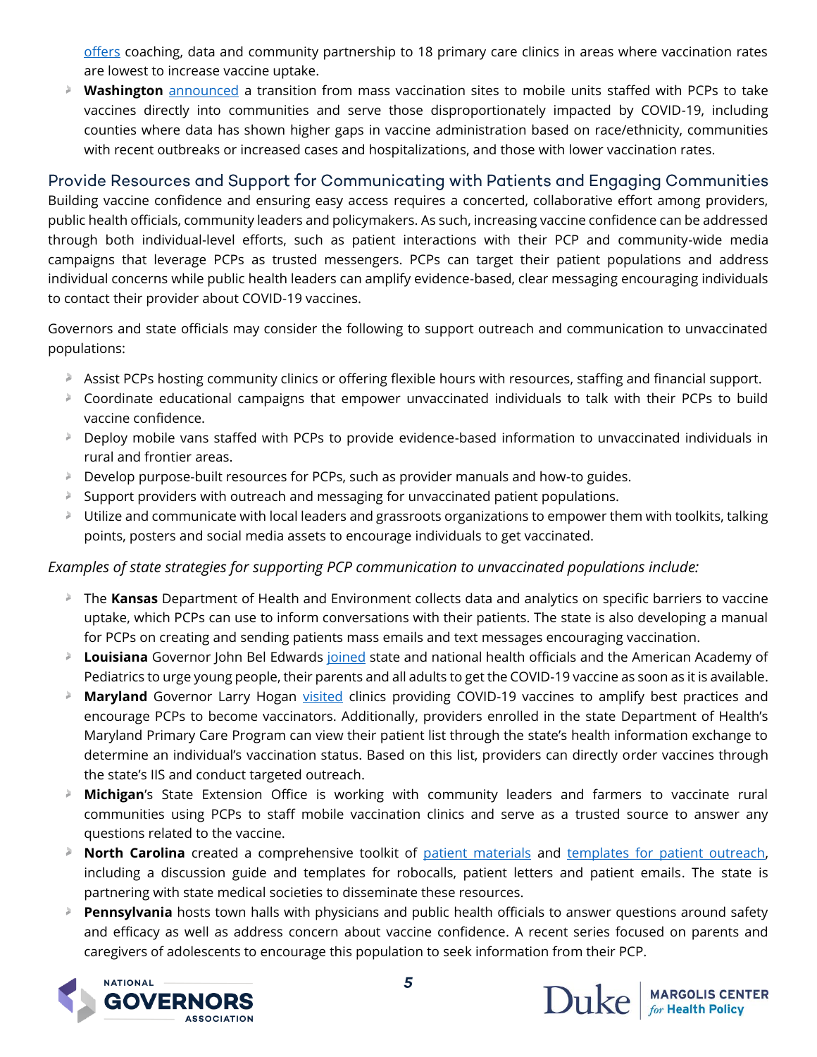offers coaching, data and community partnership to 18 primary care clinics in areas where vaccination rates are lowest to increase vaccine uptake.

- **Washington** announced a transition from mass vaccination sites to mobile units staffed with PCPs to take vaccines directly into communities and serve those disproportionately impacted by COVID-19, including counties where data has shown higher gaps in vaccine administration based on race/ethnicity, communities with recent outbreaks or increased cases and hospitalizations, and those with lower vaccination rates.

## Provide Resources and Support for Communicating with Patients and Engaging Communities

Building vaccine confidence and ensuring easy access requires a concerted, collaborative effort among providers, public health officials, community leaders and policymakers. As such, increasing vaccine confidence can be addressed through both individual-level efforts, such as patient interactions with their PCP and community-wide media campaigns that leverage PCPs as trusted messengers. PCPs can target their patient populations and address individual concerns while public health leaders can amplify evidence-based, clear messaging encouraging individuals to contact their provider about COVID-19 vaccines.

Governors and state officials may consider the following to support outreach and communication to unvaccinated populations:

- Assist PCPs hosting community clinics or offering flexible hours with resources, staffing and financial support.
- Coordinate educational campaigns that empower unvaccinated individuals to talk with their PCPs to build vaccine confidence.
- Deploy mobile vans staffed with PCPs to provide evidence-based information to unvaccinated individuals in rural and frontier areas.
- Develop purpose-built resources for PCPs, such as provider manuals and how-to guides.
- Support providers with outreach and messaging for unvaccinated patient populations.
- Utilize and communicate with local leaders and grassroots organizations to empower them with toolkits, talking points, posters and social media assets to encourage individuals to get vaccinated.

*Examples of state strategies for supporting PCP communication to unvaccinated populations include:*

- The **Kansas** Department of Health and Environment collects data and analytics on specific barriers to vaccine uptake, which PCPs can use to inform conversations with their patients. The state is also developing a manual for PCPs on creating and sending patients mass emails and text messages encouraging vaccination.
- **Louisiana** Governor John Bel Edwards joined state and national health officials and the American Academy of Pediatrics to urge young people, their parents and all adults to get the COVID-19 vaccine as soon as it is available.
- **Maryland** Governor Larry Hogan visited clinics providing COVID-19 vaccines to amplify best practices and encourage PCPs to become vaccinators. Additionally, providers enrolled in the state Department of Health's Maryland Primary Care Program can view their patient list through the state's health information exchange to determine an individual's vaccination status. Based on this list, providers can directly order vaccines through the state's IIS and conduct targeted outreach.
- **Michigan**'s State Extension Office is working with community leaders and farmers to vaccinate rural communities using PCPs to staff mobile vaccination clinics and serve as a trusted source to answer any questions related to the vaccine.
- **North Carolina** created a comprehensive toolkit of patient materials and templates for patient outreach, including a discussion guide and templates for robocalls, patient letters and patient emails. The state is partnering with state medical societies to disseminate these resources.
- **Pennsylvania** hosts town halls with physicians and public health officials to answer questions around safety and efficacy as well as address concern about vaccine confidence. A recent series focused on parents and caregivers of adolescents to encourage this population to seek information from their PCP.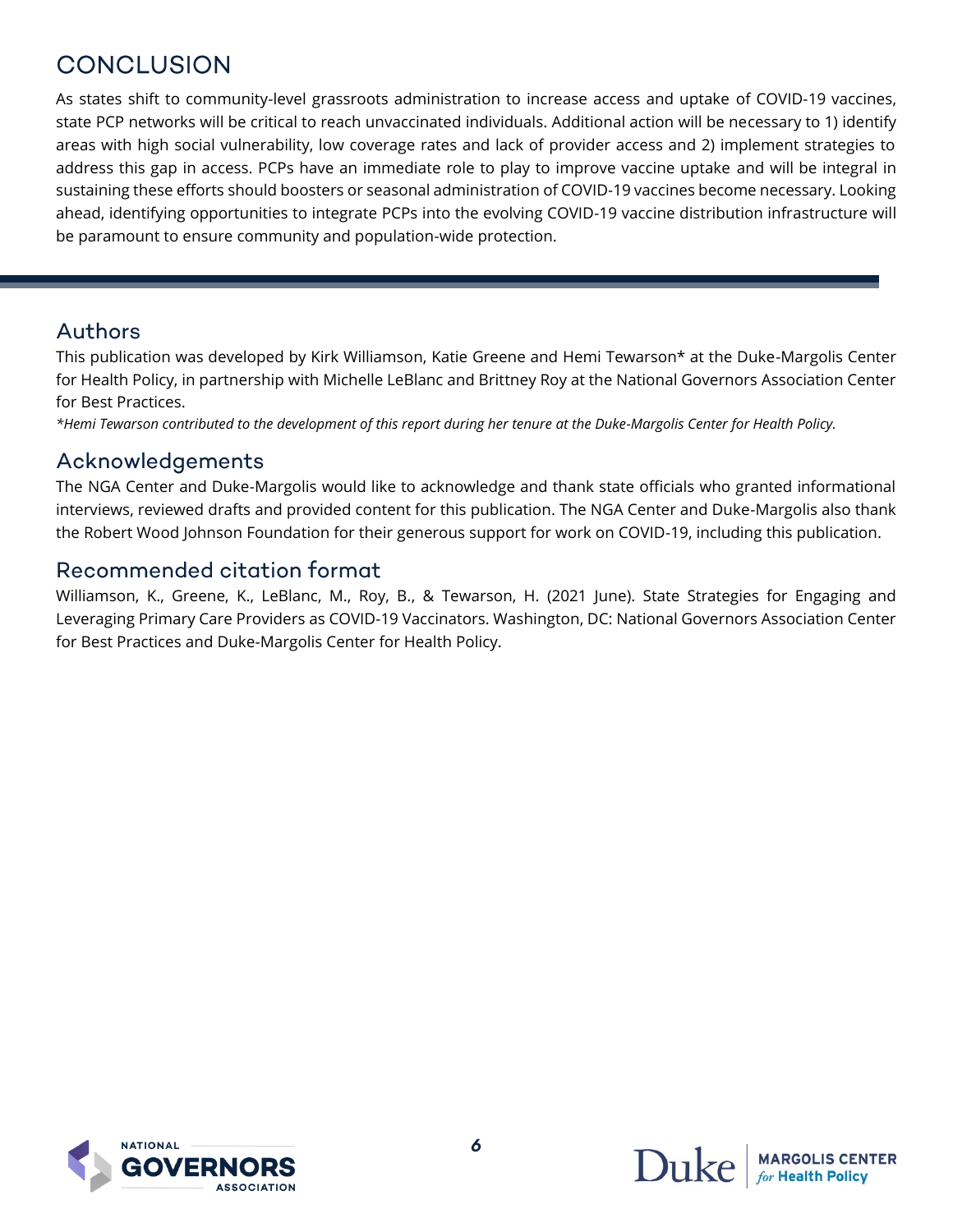# CONCLUSION

As states shift to community-level grassroots administration to increase access and uptake of COVID-19 vaccines, state PCP networks will be critical to reach unvaccinated individuals. Additional action will be necessary to 1) identify areas with high social vulnerability, low coverage rates and lack of provider access and 2) implement strategies to address this gap in access. PCPs have an immediate role to play to improve vaccine uptake and will be integral in sustaining these efforts should boosters or seasonal administration of COVID-19 vaccines become necessary. Looking ahead, identifying opportunities to integrate PCPs into the evolving COVID-19 vaccine distribution infrastructure will be paramount to ensure community and population-wide protection.

## Authors

This publication was developed by Kirk Williamson, Katie Greene and Hemi Tewarson* at the Duke-Margolis Center for Health Policy, in partnership with Michelle LeBlanc and Brittney Roy at the National Governors Association Center for Best Practices.

*\*Hemi Tewarson contributed to the development of this report during her tenure at the Duke-Margolis Center for Health Policy.*

## Acknowledgements

The NGA Center and Duke-Margolis would like to acknowledge and thank state officials who granted informational interviews, reviewed drafts and provided content for this publication. The NGA Center and Duke-Margolis also thank the Robert Wood Johnson Foundation for their generous support for work on COVID-19, including this publication.

## Recommended citation format

Williamson, K., Greene, K., LeBlanc, M., Roy, B., & Tewarson, H. (2021 June). State Strategies for Engaging and Leveraging Primary Care Providers as COVID-19 Vaccinators. Washington, DC: National Governors Association Center for Best Practices and Duke-Margolis Center for Health Policy.